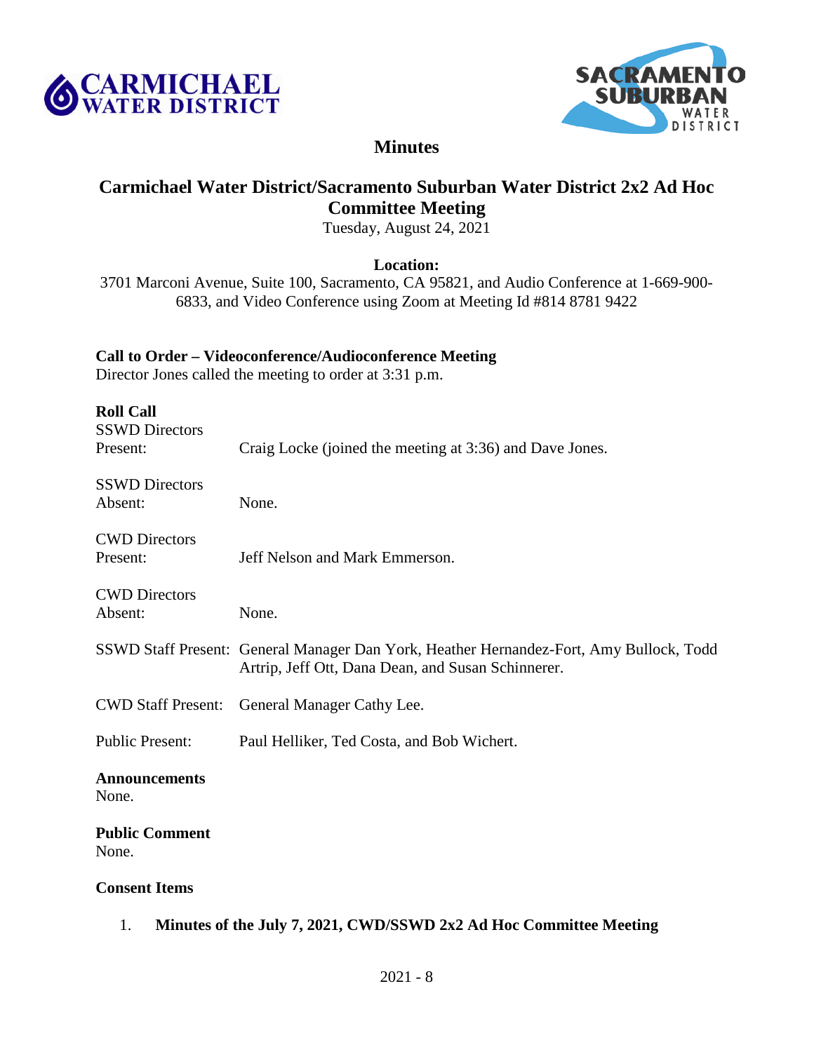CARMICHAEL WATER DISTRICT

SACRAMENTO SUBURBAN WATER DISTRICT

# Minutes

## Carmichael Water District/Sacramento Suburban Water District 2x2 Ad Hoc Committee Meeting

Tuesday, August 24, 2021

**Location:**

3701 Marconi Avenue, Suite 100, Sacramento, CA 95821, and Audio Conference at 1-669-900-6833, and Video Conference using Zoom at Meeting Id #814 8781 9422

### Call to Order – Videoconference/Audioconference Meeting

Director Jones called the meeting to order at 3:31 p.m.

### Roll Call

SSWD Directors Present: Craig Locke (joined the meeting at 3:36) and Dave Jones.

SSWD Directors Absent: None.

CWD Directors Present: Jeff Nelson and Mark Emmerson.

CWD Directors Absent: None.

SSWD Staff Present: General Manager Dan York, Heather Hernandez-Fort, Amy Bullock, Todd Artrip, Jeff Ott, Dana Dean, and Susan Schinnerer.

CWD Staff Present: General Manager Cathy Lee.

Public Present: Paul Helliker, Ted Costa, and Bob Wichert.

### Announcements

None.

### Public Comment

None.

### Consent Items

1. **Minutes of the July 7, 2021, CWD/SSWD 2x2 Ad Hoc Committee Meeting**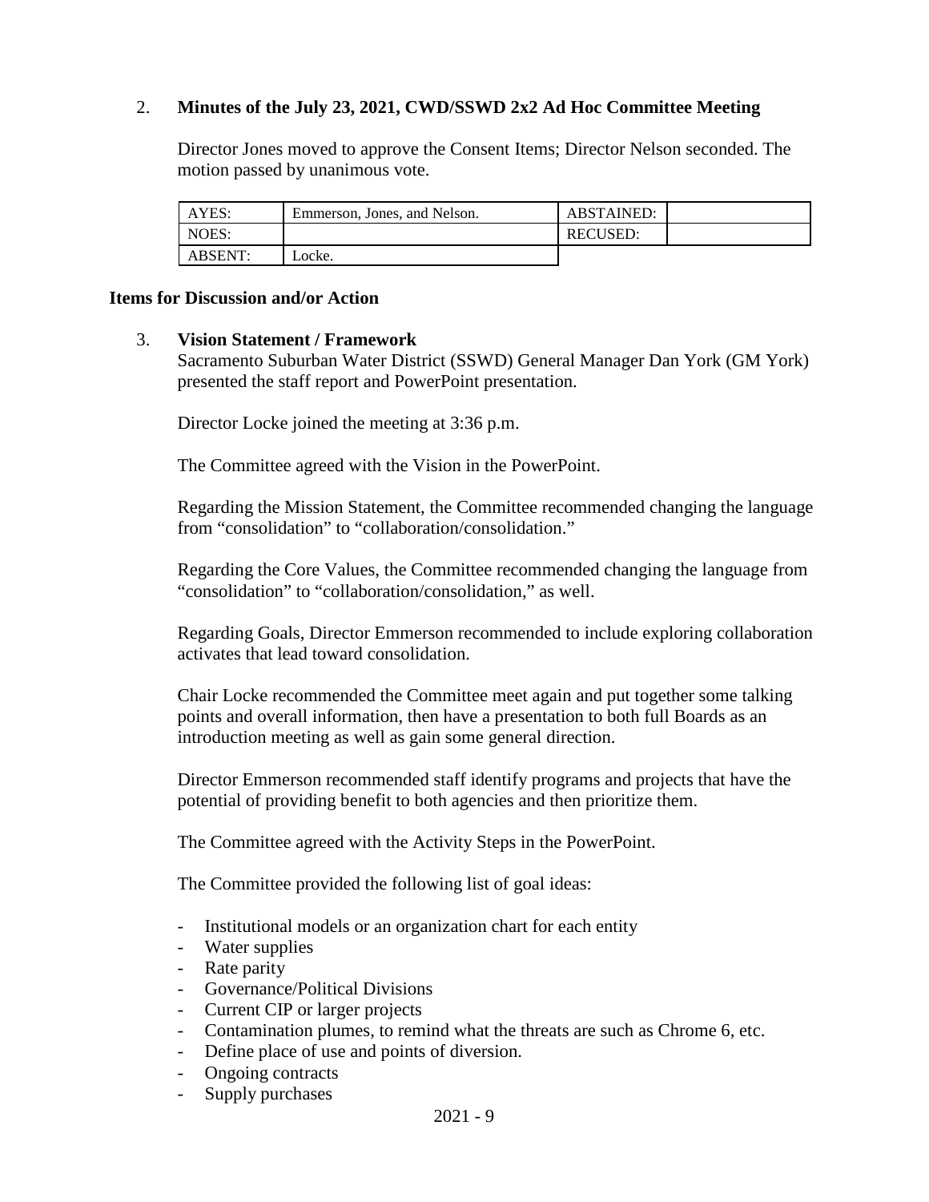2. **Minutes of the July 23, 2021, CWD/SSWD 2x2 Ad Hoc Committee Meeting**

   Director Jones moved to approve the Consent Items; Director Nelson seconded. The motion passed by unanimous vote.

| AYES: | Emmerson, Jones, and Nelson. | ABSTAINED: | |
|---|---|---|---|
| NOES: | | RECUSED: | |
| ABSENT: | Locke. | | |

**Items for Discussion and/or Action**

3. **Vision Statement / Framework**
   Sacramento Suburban Water District (SSWD) General Manager Dan York (GM York) presented the staff report and PowerPoint presentation.

   Director Locke joined the meeting at 3:36 p.m.

   The Committee agreed with the Vision in the PowerPoint.

   Regarding the Mission Statement, the Committee recommended changing the language from "consolidation" to "collaboration/consolidation."

   Regarding the Core Values, the Committee recommended changing the language from "consolidation" to "collaboration/consolidation," as well.

   Regarding Goals, Director Emmerson recommended to include exploring collaboration activates that lead toward consolidation.

   Chair Locke recommended the Committee meet again and put together some talking points and overall information, then have a presentation to both full Boards as an introduction meeting as well as gain some general direction.

   Director Emmerson recommended staff identify programs and projects that have the potential of providing benefit to both agencies and then prioritize them.

   The Committee agreed with the Activity Steps in the PowerPoint.

   The Committee provided the following list of goal ideas:

   - Institutional models or an organization chart for each entity
   - Water supplies
   - Rate parity
   - Governance/Political Divisions
   - Current CIP or larger projects
   - Contamination plumes, to remind what the threats are such as Chrome 6, etc.
   - Define place of use and points of diversion.
   - Ongoing contracts
   - Supply purchases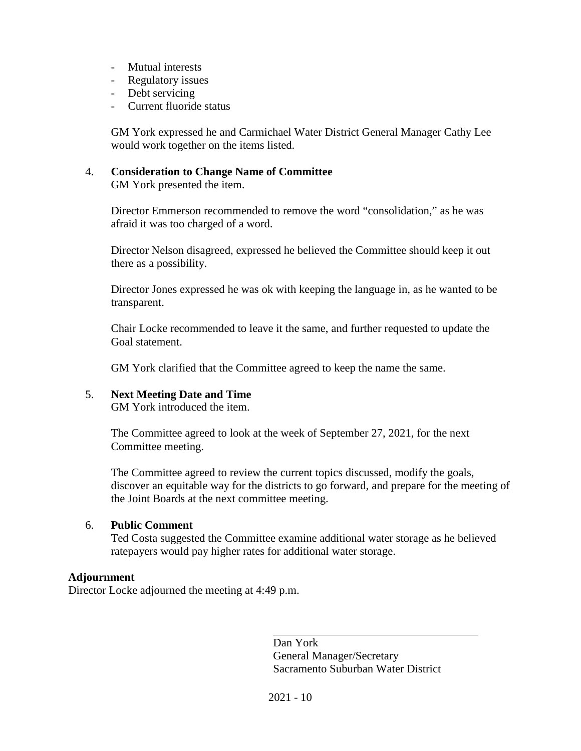- Mutual interests
- Regulatory issues
- Debt servicing
- Current fluoride status

GM York expressed he and Carmichael Water District General Manager Cathy Lee would work together on the items listed.

4. **Consideration to Change Name of Committee**
   GM York presented the item.

   Director Emmerson recommended to remove the word "consolidation," as he was afraid it was too charged of a word.

   Director Nelson disagreed, expressed he believed the Committee should keep it out there as a possibility.

   Director Jones expressed he was ok with keeping the language in, as he wanted to be transparent.

   Chair Locke recommended to leave it the same, and further requested to update the Goal statement.

   GM York clarified that the Committee agreed to keep the name the same.

5. **Next Meeting Date and Time**
   GM York introduced the item.

   The Committee agreed to look at the week of September 27, 2021, for the next Committee meeting.

   The Committee agreed to review the current topics discussed, modify the goals, discover an equitable way for the districts to go forward, and prepare for the meeting of the Joint Boards at the next committee meeting.

6. **Public Comment**
   Ted Costa suggested the Committee examine additional water storage as he believed ratepayers would pay higher rates for additional water storage.

**Adjournment**
Director Locke adjourned the meeting at 4:49 p.m.

Dan York
General Manager/Secretary
Sacramento Suburban Water District

2021 - 10